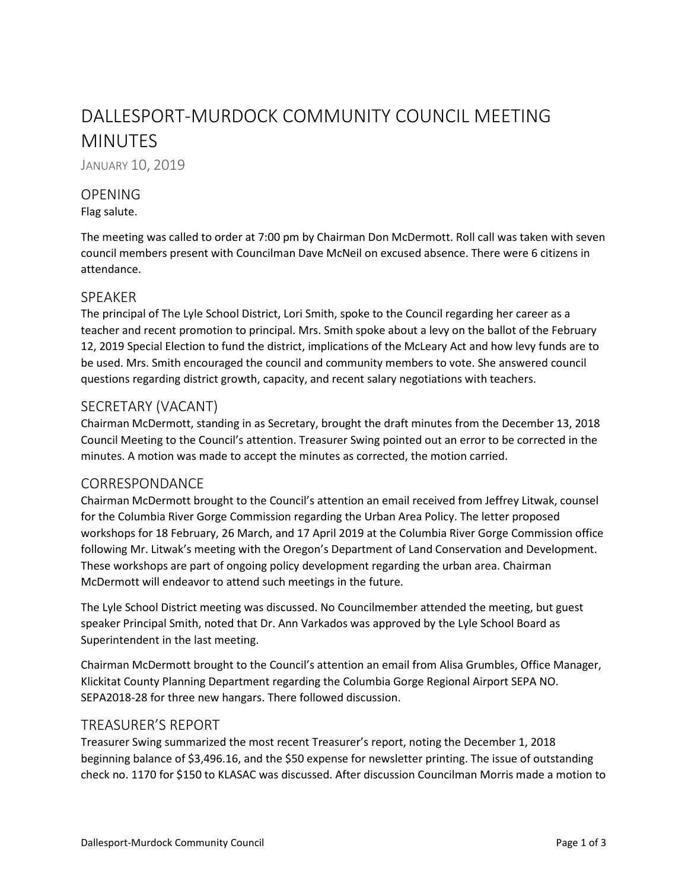# DALLESPORT-MURDOCK COMMUNITY COUNCIL MEETING MINUTES

JANUARY 10, 2019

## OPENING

Flag salute.

The meeting was called to order at 7:00 pm by Chairman Don McDermott. Roll call was taken with seven council members present with Councilman Dave McNeil on excused absence. There were 6 citizens in attendance.

## SPEAKER

The principal of The Lyle School District, Lori Smith, spoke to the Council regarding her career as a teacher and recent promotion to principal. Mrs. Smith spoke about a levy on the ballot of the February 12, 2019 Special Election to fund the district, implications of the McLeary Act and how levy funds are to be used. Mrs. Smith encouraged the council and community members to vote. She answered council questions regarding district growth, capacity, and recent salary negotiations with teachers.

## SECRETARY (VACANT)

Chairman McDermott, standing in as Secretary, brought the draft minutes from the December 13, 2018 Council Meeting to the Council's attention. Treasurer Swing pointed out an error to be corrected in the minutes. A motion was made to accept the minutes as corrected, the motion carried.

## CORRESPONDANCE

Chairman McDermott brought to the Council's attention an email received from Jeffrey Litwak, counsel for the Columbia River Gorge Commission regarding the Urban Area Policy. The letter proposed workshops for 18 February, 26 March, and 17 April 2019 at the Columbia River Gorge Commission office following Mr. Litwak's meeting with the Oregon's Department of Land Conservation and Development. These workshops are part of ongoing policy development regarding the urban area. Chairman McDermott will endeavor to attend such meetings in the future.

The Lyle School District meeting was discussed. No Councilmember attended the meeting, but guest speaker Principal Smith, noted that Dr. Ann Varkados was approved by the Lyle School Board as Superintendent in the last meeting.

Chairman McDermott brought to the Council's attention an email from Alisa Grumbles, Office Manager, Klickitat County Planning Department regarding the Columbia Gorge Regional Airport SEPA NO. SEPA2018-28 for three new hangars. There followed discussion.

## TREASURER'S REPORT

Treasurer Swing summarized the most recent Treasurer's report, noting the December 1, 2018 beginning balance of $3,496.16, and the $50 expense for newsletter printing. The issue of outstanding check no. 1170 for $150 to KLASAC was discussed. After discussion Councilman Morris made a motion to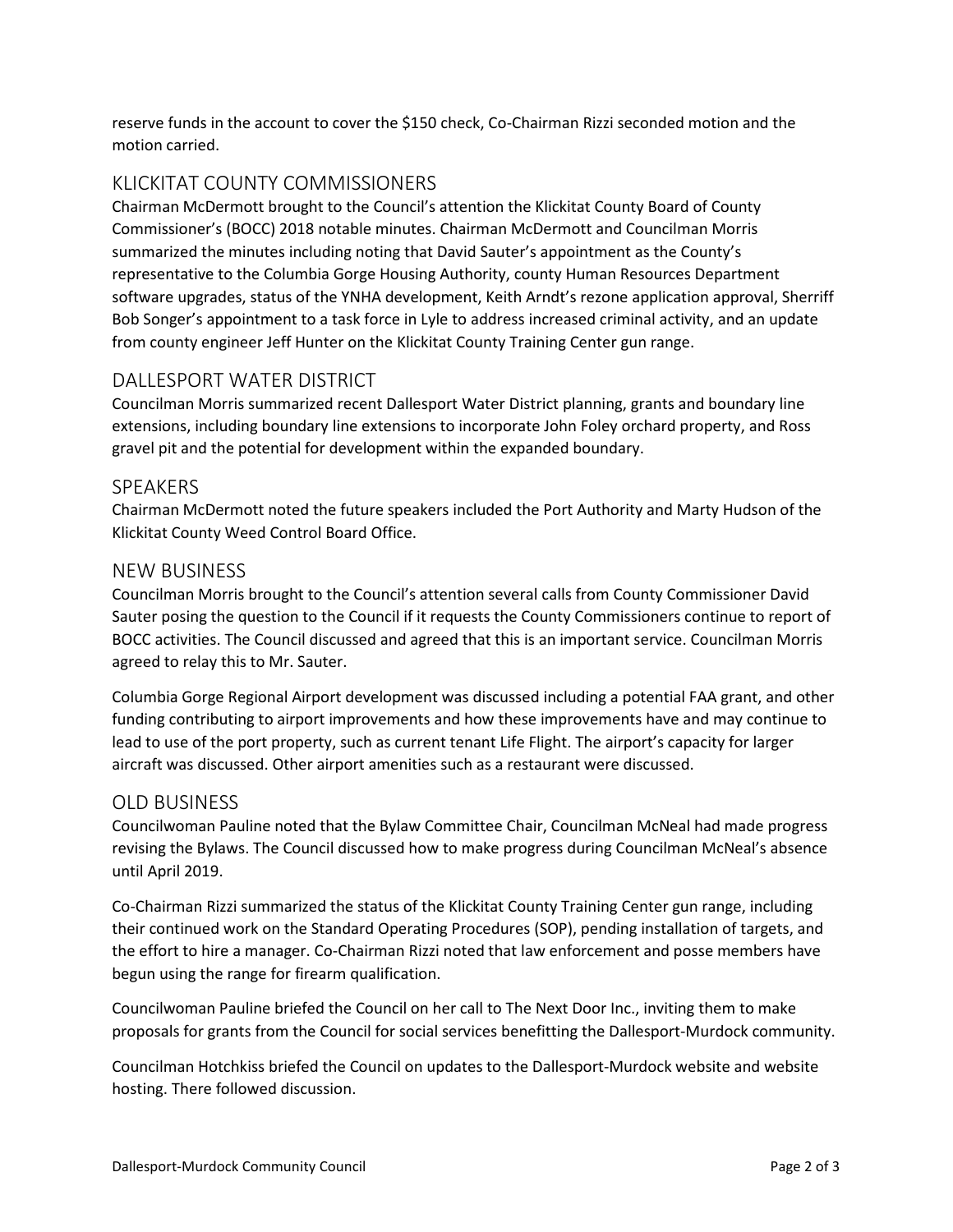reserve funds in the account to cover the $150 check, Co-Chairman Rizzi seconded motion and the motion carried.

## KLICKITAT COUNTY COMMISSIONERS

Chairman McDermott brought to the Council's attention the Klickitat County Board of County Commissioner's (BOCC) 2018 notable minutes. Chairman McDermott and Councilman Morris summarized the minutes including noting that David Sauter's appointment as the County's representative to the Columbia Gorge Housing Authority, county Human Resources Department software upgrades, status of the YNHA development, Keith Arndt's rezone application approval, Sherriff Bob Songer's appointment to a task force in Lyle to address increased criminal activity, and an update from county engineer Jeff Hunter on the Klickitat County Training Center gun range.

## DALLESPORT WATER DISTRICT

Councilman Morris summarized recent Dallesport Water District planning, grants and boundary line extensions, including boundary line extensions to incorporate John Foley orchard property, and Ross gravel pit and the potential for development within the expanded boundary.

## SPEAKERS

Chairman McDermott noted the future speakers included the Port Authority and Marty Hudson of the Klickitat County Weed Control Board Office.

## NEW BUSINESS

Councilman Morris brought to the Council's attention several calls from County Commissioner David Sauter posing the question to the Council if it requests the County Commissioners continue to report of BOCC activities. The Council discussed and agreed that this is an important service. Councilman Morris agreed to relay this to Mr. Sauter.

Columbia Gorge Regional Airport development was discussed including a potential FAA grant, and other funding contributing to airport improvements and how these improvements have and may continue to lead to use of the port property, such as current tenant Life Flight. The airport's capacity for larger aircraft was discussed. Other airport amenities such as a restaurant were discussed.

## OLD BUSINESS

Councilwoman Pauline noted that the Bylaw Committee Chair, Councilman McNeal had made progress revising the Bylaws. The Council discussed how to make progress during Councilman McNeal's absence until April 2019.

Co-Chairman Rizzi summarized the status of the Klickitat County Training Center gun range, including their continued work on the Standard Operating Procedures (SOP), pending installation of targets, and the effort to hire a manager. Co-Chairman Rizzi noted that law enforcement and posse members have begun using the range for firearm qualification.

Councilwoman Pauline briefed the Council on her call to The Next Door Inc., inviting them to make proposals for grants from the Council for social services benefitting the Dallesport-Murdock community.

Councilman Hotchkiss briefed the Council on updates to the Dallesport-Murdock website and website hosting. There followed discussion.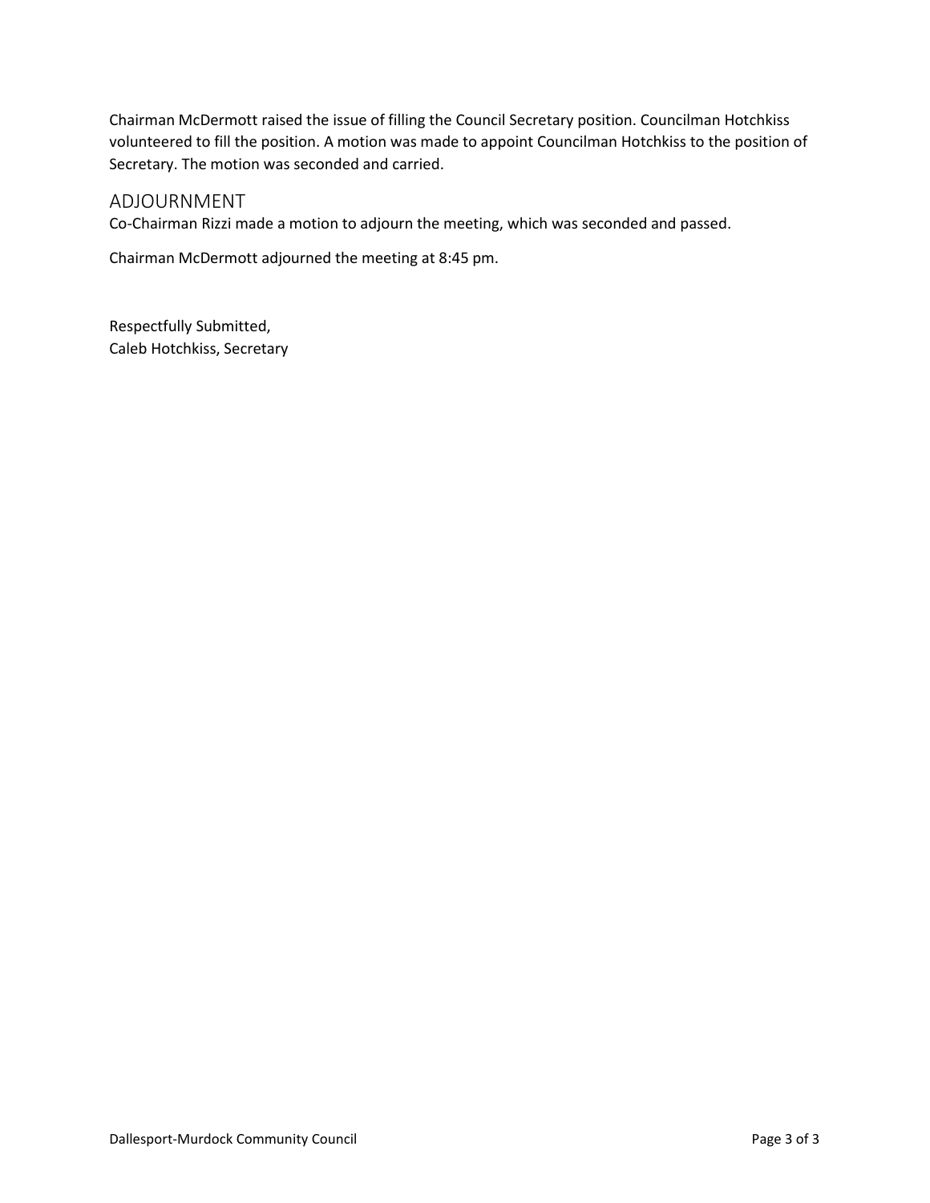Chairman McDermott raised the issue of filling the Council Secretary position. Councilman Hotchkiss volunteered to fill the position. A motion was made to appoint Councilman Hotchkiss to the position of Secretary. The motion was seconded and carried.

## ADJOURNMENT

Co-Chairman Rizzi made a motion to adjourn the meeting, which was seconded and passed.

Chairman McDermott adjourned the meeting at 8:45 pm.

Respectfully Submitted,  
Caleb Hotchkiss, Secretary